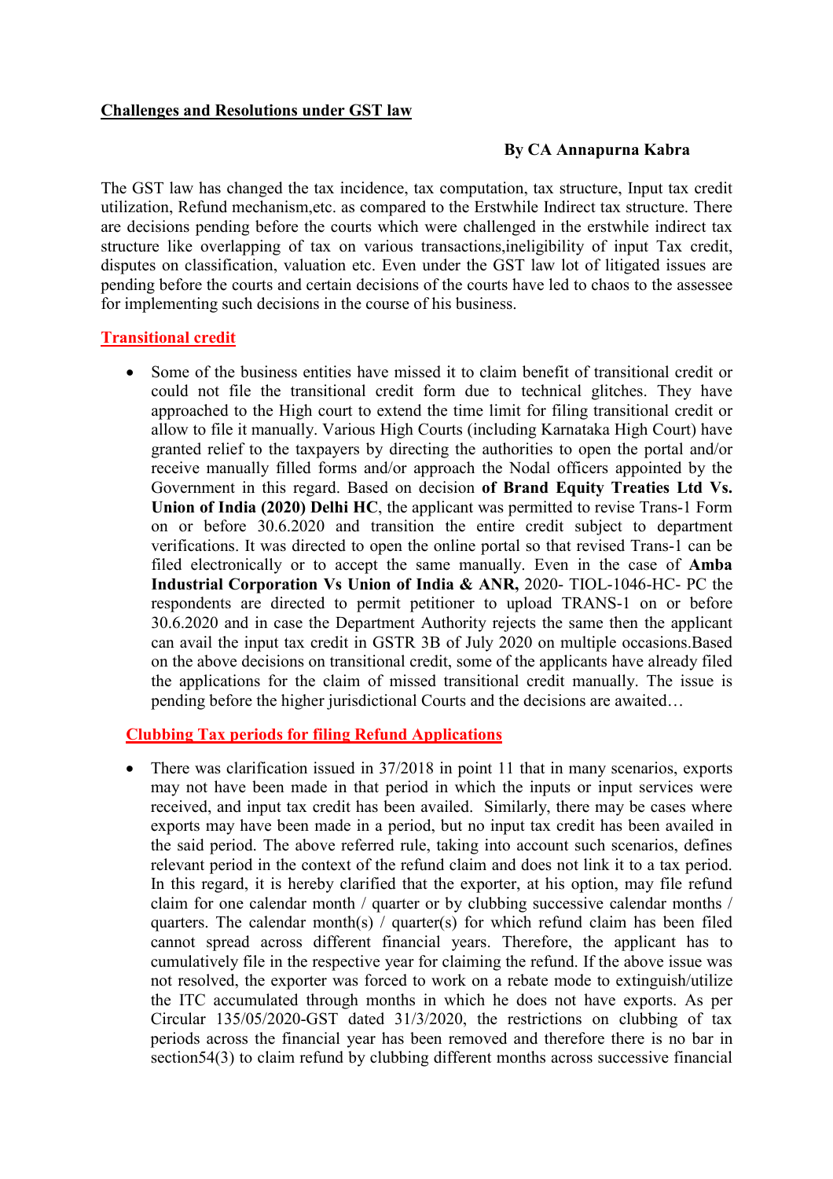**Challenges and Resolutions under GST law**

**By CA Annapurna Kabra**

The GST law has changed the tax incidence, tax computation, tax structure, Input tax credit utilization, Refund mechanism,etc. as compared to the Erstwhile Indirect tax structure. There are decisions pending before the courts which were challenged in the erstwhile indirect tax structure like overlapping of tax on various transactions,ineligibility of input Tax credit, disputes on classification, valuation etc. Even under the GST law lot of litigated issues are pending before the courts and certain decisions of the courts have led to chaos to the assessee for implementing such decisions in the course of his business.

**Transitional credit**

- Some of the business entities have missed it to claim benefit of transitional credit or could not file the transitional credit form due to technical glitches. They have approached to the High court to extend the time limit for filing transitional credit or allow to file it manually. Various High Courts (including Karnataka High Court) have granted relief to the taxpayers by directing the authorities to open the portal and/or receive manually filled forms and/or approach the Nodal officers appointed by the Government in this regard. Based on decision **of Brand Equity Treaties Ltd Vs. Union of India (2020) Delhi HC**, the applicant was permitted to revise Trans-1 Form on or before 30.6.2020 and transition the entire credit subject to department verifications. It was directed to open the online portal so that revised Trans-1 can be filed electronically or to accept the same manually. Even in the case of **Amba Industrial Corporation Vs Union of India & ANR,** 2020- TIOL-1046-HC- PC the respondents are directed to permit petitioner to upload TRANS-1 on or before 30.6.2020 and in case the Department Authority rejects the same then the applicant can avail the input tax credit in GSTR 3B of July 2020 on multiple occasions.Based on the above decisions on transitional credit, some of the applicants have already filed the applications for the claim of missed transitional credit manually. The issue is pending before the higher jurisdictional Courts and the decisions are awaited…

**Clubbing Tax periods for filing Refund Applications**

- There was clarification issued in 37/2018 in point 11 that in many scenarios, exports may not have been made in that period in which the inputs or input services were received, and input tax credit has been availed. Similarly, there may be cases where exports may have been made in a period, but no input tax credit has been availed in the said period. The above referred rule, taking into account such scenarios, defines relevant period in the context of the refund claim and does not link it to a tax period. In this regard, it is hereby clarified that the exporter, at his option, may file refund claim for one calendar month / quarter or by clubbing successive calendar months / quarters. The calendar month(s) / quarter(s) for which refund claim has been filed cannot spread across different financial years. Therefore, the applicant has to cumulatively file in the respective year for claiming the refund. If the above issue was not resolved, the exporter was forced to work on a rebate mode to extinguish/utilize the ITC accumulated through months in which he does not have exports. As per Circular 135/05/2020-GST dated 31/3/2020, the restrictions on clubbing of tax periods across the financial year has been removed and therefore there is no bar in section54(3) to claim refund by clubbing different months across successive financial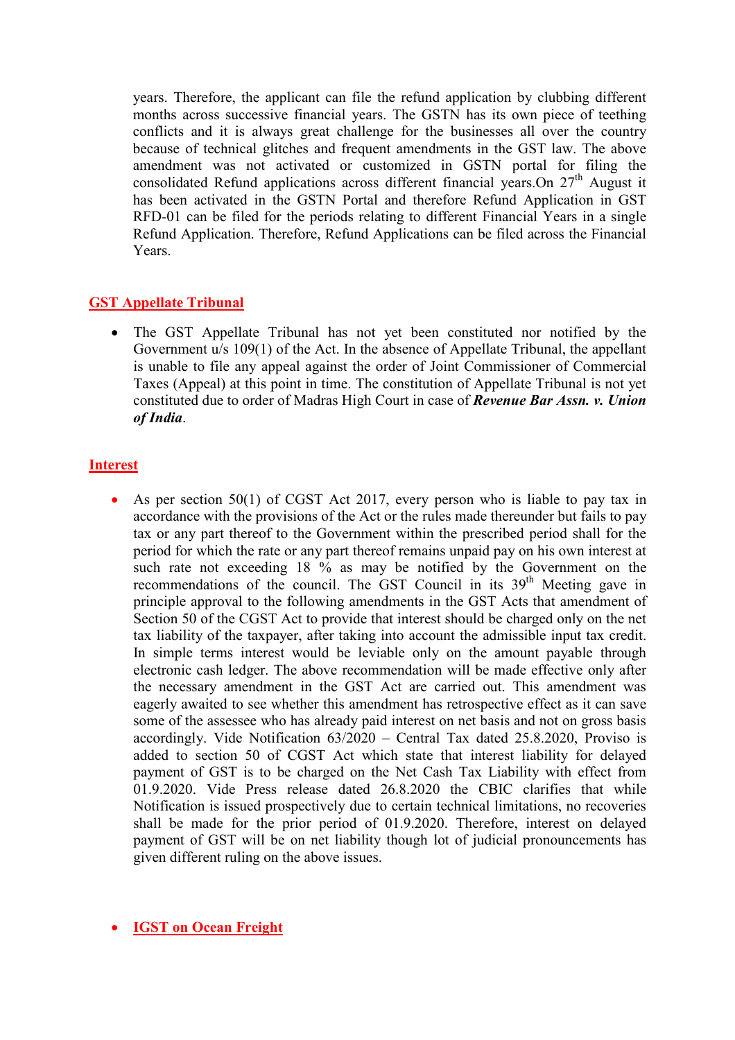years. Therefore, the applicant can file the refund application by clubbing different months across successive financial years. The GSTN has its own piece of teething conflicts and it is always great challenge for the businesses all over the country because of technical glitches and frequent amendments in the GST law. The above amendment was not activated or customized in GSTN portal for filing the consolidated Refund applications across different financial years.On 27th August it has been activated in the GSTN Portal and therefore Refund Application in GST RFD-01 can be filed for the periods relating to different Financial Years in a single Refund Application. Therefore, Refund Applications can be filed across the Financial Years.

## GST Appellate Tribunal

- The GST Appellate Tribunal has not yet been constituted nor notified by the Government u/s 109(1) of the Act. In the absence of Appellate Tribunal, the appellant is unable to file any appeal against the order of Joint Commissioner of Commercial Taxes (Appeal) at this point in time. The constitution of Appellate Tribunal is not yet constituted due to order of Madras High Court in case of ***Revenue Bar Assn. v. Union of India***.

## Interest

- As per section 50(1) of CGST Act 2017, every person who is liable to pay tax in accordance with the provisions of the Act or the rules made thereunder but fails to pay tax or any part thereof to the Government within the prescribed period shall for the period for which the rate or any part thereof remains unpaid pay on his own interest at such rate not exceeding 18 % as may be notified by the Government on the recommendations of the council. The GST Council in its 39th Meeting gave in principle approval to the following amendments in the GST Acts that amendment of Section 50 of the CGST Act to provide that interest should be charged only on the net tax liability of the taxpayer, after taking into account the admissible input tax credit. In simple terms interest would be leviable only on the amount payable through electronic cash ledger. The above recommendation will be made effective only after the necessary amendment in the GST Act are carried out. This amendment was eagerly awaited to see whether this amendment has retrospective effect as it can save some of the assessee who has already paid interest on net basis and not on gross basis accordingly. Vide Notification 63/2020 – Central Tax dated 25.8.2020, Proviso is added to section 50 of CGST Act which state that interest liability for delayed payment of GST is to be charged on the Net Cash Tax Liability with effect from 01.9.2020. Vide Press release dated 26.8.2020 the CBIC clarifies that while Notification is issued prospectively due to certain technical limitations, no recoveries shall be made for the prior period of 01.9.2020. Therefore, interest on delayed payment of GST will be on net liability though lot of judicial pronouncements has given different ruling on the above issues.

- **IGST on Ocean Freight**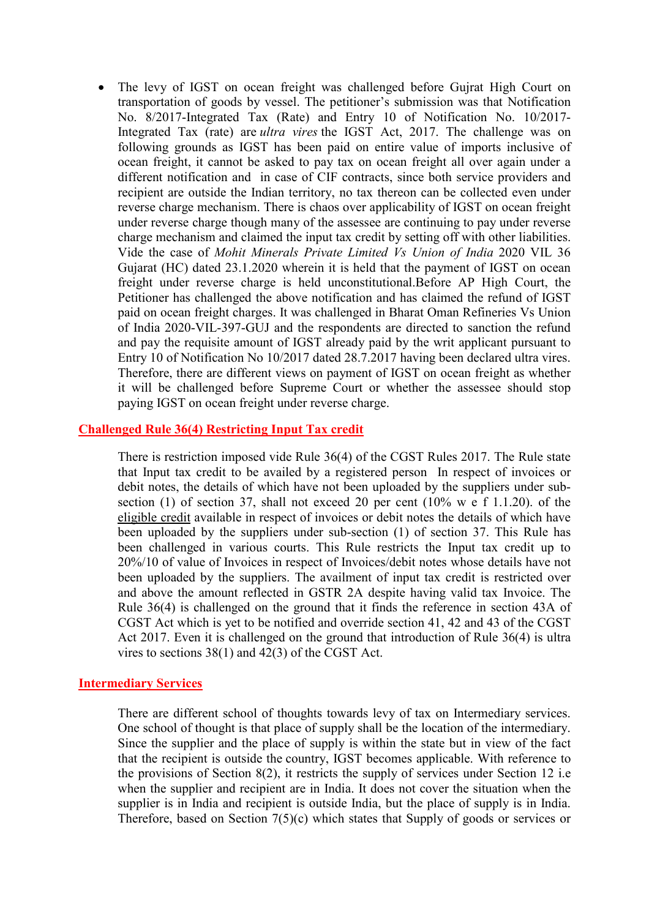- The levy of IGST on ocean freight was challenged before Gujrat High Court on transportation of goods by vessel. The petitioner's submission was that Notification No. 8/2017-Integrated Tax (Rate) and Entry 10 of Notification No. 10/2017-Integrated Tax (rate) are *ultra vires* the IGST Act, 2017. The challenge was on following grounds as IGST has been paid on entire value of imports inclusive of ocean freight, it cannot be asked to pay tax on ocean freight all over again under a different notification and in case of CIF contracts, since both service providers and recipient are outside the Indian territory, no tax thereon can be collected even under reverse charge mechanism. There is chaos over applicability of IGST on ocean freight under reverse charge though many of the assessee are continuing to pay under reverse charge mechanism and claimed the input tax credit by setting off with other liabilities. Vide the case of *Mohit Minerals Private Limited Vs Union of India* 2020 VIL 36 Gujarat (HC) dated 23.1.2020 wherein it is held that the payment of IGST on ocean freight under reverse charge is held unconstitutional.Before AP High Court, the Petitioner has challenged the above notification and has claimed the refund of IGST paid on ocean freight charges. It was challenged in Bharat Oman Refineries Vs Union of India 2020-VIL-397-GUJ and the respondents are directed to sanction the refund and pay the requisite amount of IGST already paid by the writ applicant pursuant to Entry 10 of Notification No 10/2017 dated 28.7.2017 having been declared ultra vires. Therefore, there are different views on payment of IGST on ocean freight as whether it will be challenged before Supreme Court or whether the assessee should stop paying IGST on ocean freight under reverse charge.

## Challenged Rule 36(4) Restricting Input Tax credit

There is restriction imposed vide Rule 36(4) of the CGST Rules 2017. The Rule state that Input tax credit to be availed by a registered person In respect of invoices or debit notes, the details of which have not been uploaded by the suppliers under sub-section (1) of section 37, shall not exceed 20 per cent (10% w e f 1.1.20). of the eligible credit available in respect of invoices or debit notes the details of which have been uploaded by the suppliers under sub-section (1) of section 37. This Rule has been challenged in various courts. This Rule restricts the Input tax credit up to 20%/10 of value of Invoices in respect of Invoices/debit notes whose details have not been uploaded by the suppliers. The availment of input tax credit is restricted over and above the amount reflected in GSTR 2A despite having valid tax Invoice. The Rule 36(4) is challenged on the ground that it finds the reference in section 43A of CGST Act which is yet to be notified and override section 41, 42 and 43 of the CGST Act 2017. Even it is challenged on the ground that introduction of Rule 36(4) is ultra vires to sections 38(1) and 42(3) of the CGST Act.

## Intermediary Services

There are different school of thoughts towards levy of tax on Intermediary services. One school of thought is that place of supply shall be the location of the intermediary. Since the supplier and the place of supply is within the state but in view of the fact that the recipient is outside the country, IGST becomes applicable. With reference to the provisions of Section 8(2), it restricts the supply of services under Section 12 i.e when the supplier and recipient are in India. It does not cover the situation when the supplier is in India and recipient is outside India, but the place of supply is in India. Therefore, based on Section 7(5)(c) which states that Supply of goods or services or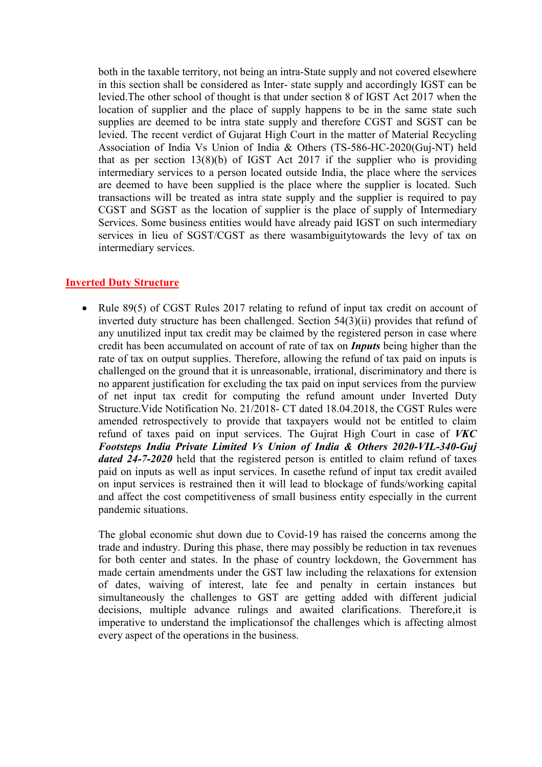both in the taxable territory, not being an intra-State supply and not covered elsewhere in this section shall be considered as Inter- state supply and accordingly IGST can be levied.The other school of thought is that under section 8 of IGST Act 2017 when the location of supplier and the place of supply happens to be in the same state such supplies are deemed to be intra state supply and therefore CGST and SGST can be levied. The recent verdict of Gujarat High Court in the matter of Material Recycling Association of India Vs Union of India & Others (TS-586-HC-2020(Guj-NT) held that as per section 13(8)(b) of IGST Act 2017 if the supplier who is providing intermediary services to a person located outside India, the place where the services are deemed to have been supplied is the place where the supplier is located. Such transactions will be treated as intra state supply and the supplier is required to pay CGST and SGST as the location of supplier is the place of supply of Intermediary Services. Some business entities would have already paid IGST on such intermediary services in lieu of SGST/CGST as there wasambiguitytowards the levy of tax on intermediary services.

## Inverted Duty Structure

- Rule 89(5) of CGST Rules 2017 relating to refund of input tax credit on account of inverted duty structure has been challenged. Section 54(3)(ii) provides that refund of any unutilized input tax credit may be claimed by the registered person in case where credit has been accumulated on account of rate of tax on ***Inputs*** being higher than the rate of tax on output supplies. Therefore, allowing the refund of tax paid on inputs is challenged on the ground that it is unreasonable, irrational, discriminatory and there is no apparent justification for excluding the tax paid on input services from the purview of net input tax credit for computing the refund amount under Inverted Duty Structure.Vide Notification No. 21/2018- CT dated 18.04.2018, the CGST Rules were amended retrospectively to provide that taxpayers would not be entitled to claim refund of taxes paid on input services. The Gujrat High Court in case of ***VKC Footsteps India Private Limited Vs Union of India & Others 2020-VIL-340-Guj dated 24-7-2020*** held that the registered person is entitled to claim refund of taxes paid on inputs as well as input services. In casethe refund of input tax credit availed on input services is restrained then it will lead to blockage of funds/working capital and affect the cost competitiveness of small business entity especially in the current pandemic situations.

  The global economic shut down due to Covid-19 has raised the concerns among the trade and industry. During this phase, there may possibly be reduction in tax revenues for both center and states. In the phase of country lockdown, the Government has made certain amendments under the GST law including the relaxations for extension of dates, waiving of interest, late fee and penalty in certain instances but simultaneously the challenges to GST are getting added with different judicial decisions, multiple advance rulings and awaited clarifications. Therefore,it is imperative to understand the implicationsof the challenges which is affecting almost every aspect of the operations in the business.